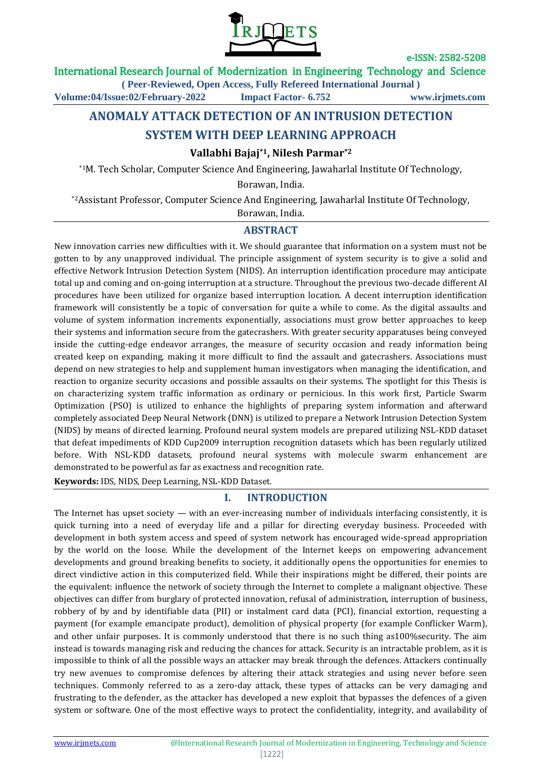# ANOMALY ATTACK DETECTION OF AN INTRUSION DETECTION SYSTEM WITH DEEP LEARNING APPROACH

**Vallabhi Bajaj*1, Nilesh Parmar*2**

*1M. Tech Scholar, Computer Science And Engineering, Jawaharlal Institute Of Technology, Borawan, India.

*2Assistant Professor, Computer Science And Engineering, Jawaharlal Institute Of Technology, Borawan, India.

## ABSTRACT

New innovation carries new difficulties with it. We should guarantee that information on a system must not be gotten to by any unapproved individual. The principle assignment of system security is to give a solid and effective Network Intrusion Detection System (NIDS). An interruption identification procedure may anticipate total up and coming and on-going interruption at a structure. Throughout the previous two-decade different AI procedures have been utilized for organize based interruption location. A decent interruption identification framework will consistently be a topic of conversation for quite a while to come. As the digital assaults and volume of system information increments exponentially, associations must grow better approaches to keep their systems and information secure from the gatecrashers. With greater security apparatuses being conveyed inside the cutting-edge endeavor arranges, the measure of security occasion and ready information being created keep on expanding, making it more difficult to find the assault and gatecrashers. Associations must depend on new strategies to help and supplement human investigators when managing the identification, and reaction to organize security occasions and possible assaults on their systems. The spotlight for this Thesis is on characterizing system traffic information as ordinary or pernicious. In this work first, Particle Swarm Optimization (PSO) is utilized to enhance the highlights of preparing system information and afterward completely associated Deep Neural Network (DNN) is utilized to prepare a Network Intrusion Detection System (NIDS) by means of directed learning. Profound neural system models are prepared utilizing NSL-KDD dataset that defeat impediments of KDD Cup2009 interruption recognition datasets which has been regularly utilized before. With NSL-KDD datasets, profound neural systems with molecule swarm enhancement are demonstrated to be powerful as far as exactness and recognition rate.

**Keywords:** IDS, NIDS, Deep Learning, NSL-KDD Dataset.

## I. INTRODUCTION

The Internet has upset society — with an ever-increasing number of individuals interfacing consistently, it is quick turning into a need of everyday life and a pillar for directing everyday business. Proceeded with development in both system access and speed of system network has encouraged wide-spread appropriation by the world on the loose. While the development of the Internet keeps on empowering advancement developments and ground breaking benefits to society, it additionally opens the opportunities for enemies to direct vindictive action in this computerized field. While their inspirations might be differed, their points are the equivalent: influence the network of society through the Internet to complete a malignant objective. These objectives can differ from burglary of protected innovation, refusal of administration, interruption of business, robbery of by and by identifiable data (PII) or instalment card data (PCI), financial extortion, requesting a payment (for example emancipate product), demolition of physical property (for example Conflicker Warm), and other unfair purposes. It is commonly understood that there is no such thing as100%security. The aim instead is towards managing risk and reducing the chances for attack. Security is an intractable problem, as it is impossible to think of all the possible ways an attacker may break through the defences. Attackers continually try new avenues to compromise defences by altering their attack strategies and using never before seen techniques. Commonly referred to as a zero-day attack, these types of attacks can be very damaging and frustrating to the defender, as the attacker has developed a new exploit that bypasses the defences of a given system or software. One of the most effective ways to protect the confidentiality, integrity, and availability of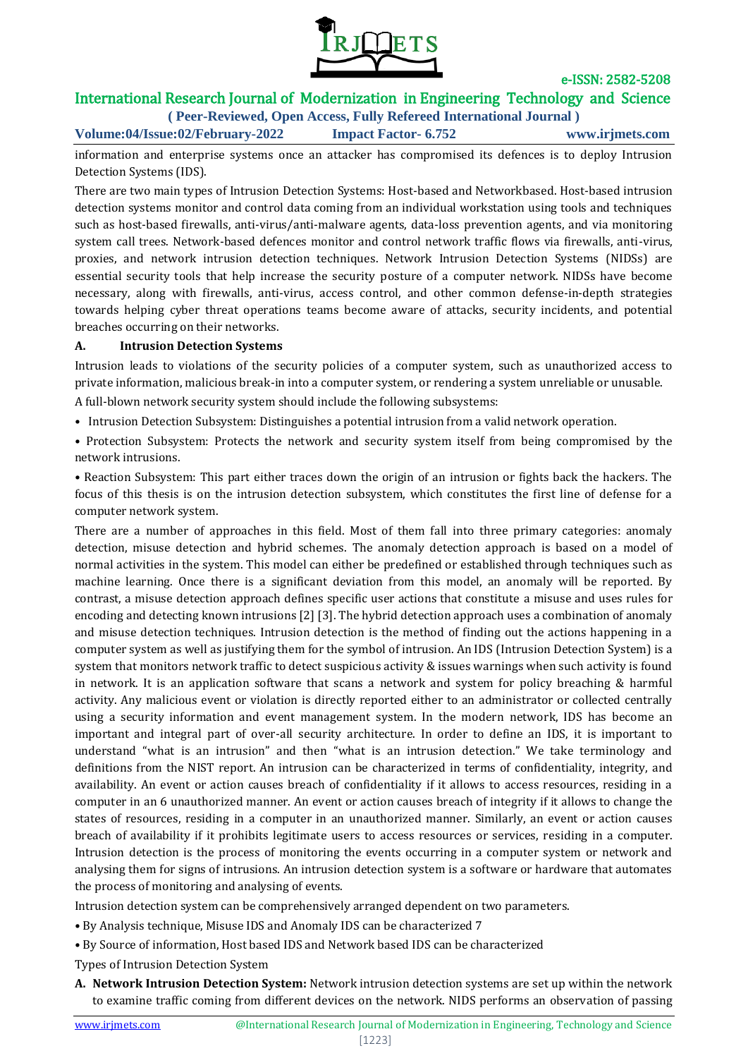information and enterprise systems once an attacker has compromised its defences is to deploy Intrusion Detection Systems (IDS).

There are two main types of Intrusion Detection Systems: Host-based and Networkbased. Host-based intrusion detection systems monitor and control data coming from an individual workstation using tools and techniques such as host-based firewalls, anti-virus/anti-malware agents, data-loss prevention agents, and via monitoring system call trees. Network-based defences monitor and control network traffic flows via firewalls, anti-virus, proxies, and network intrusion detection techniques. Network Intrusion Detection Systems (NIDSs) are essential security tools that help increase the security posture of a computer network. NIDSs have become necessary, along with firewalls, anti-virus, access control, and other common defense-in-depth strategies towards helping cyber threat operations teams become aware of attacks, security incidents, and potential breaches occurring on their networks.

### A. Intrusion Detection Systems

Intrusion leads to violations of the security policies of a computer system, such as unauthorized access to private information, malicious break-in into a computer system, or rendering a system unreliable or unusable.

A full-blown network security system should include the following subsystems:

- Intrusion Detection Subsystem: Distinguishes a potential intrusion from a valid network operation.
- Protection Subsystem: Protects the network and security system itself from being compromised by the network intrusions.
- Reaction Subsystem: This part either traces down the origin of an intrusion or fights back the hackers. The focus of this thesis is on the intrusion detection subsystem, which constitutes the first line of defense for a computer network system.

There are a number of approaches in this field. Most of them fall into three primary categories: anomaly detection, misuse detection and hybrid schemes. The anomaly detection approach is based on a model of normal activities in the system. This model can either be predefined or established through techniques such as machine learning. Once there is a significant deviation from this model, an anomaly will be reported. By contrast, a misuse detection approach defines specific user actions that constitute a misuse and uses rules for encoding and detecting known intrusions [2] [3]. The hybrid detection approach uses a combination of anomaly and misuse detection techniques. Intrusion detection is the method of finding out the actions happening in a computer system as well as justifying them for the symbol of intrusion. An IDS (Intrusion Detection System) is a system that monitors network traffic to detect suspicious activity & issues warnings when such activity is found in network. It is an application software that scans a network and system for policy breaching & harmful activity. Any malicious event or violation is directly reported either to an administrator or collected centrally using a security information and event management system. In the modern network, IDS has become an important and integral part of over-all security architecture. In order to define an IDS, it is important to understand "what is an intrusion" and then "what is an intrusion detection." We take terminology and definitions from the NIST report. An intrusion can be characterized in terms of confidentiality, integrity, and availability. An event or action causes breach of confidentiality if it allows to access resources, residing in a computer in an 6 unauthorized manner. An event or action causes breach of integrity if it allows to change the states of resources, residing in a computer in an unauthorized manner. Similarly, an event or action causes breach of availability if it prohibits legitimate users to access resources or services, residing in a computer. Intrusion detection is the process of monitoring the events occurring in a computer system or network and analysing them for signs of intrusions. An intrusion detection system is a software or hardware that automates the process of monitoring and analysing of events.

Intrusion detection system can be comprehensively arranged dependent on two parameters.

- By Analysis technique, Misuse IDS and Anomaly IDS can be characterized 7
- By Source of information, Host based IDS and Network based IDS can be characterized

Types of Intrusion Detection System

A. **Network Intrusion Detection System:** Network intrusion detection systems are set up within the network to examine traffic coming from different devices on the network. NIDS performs an observation of passing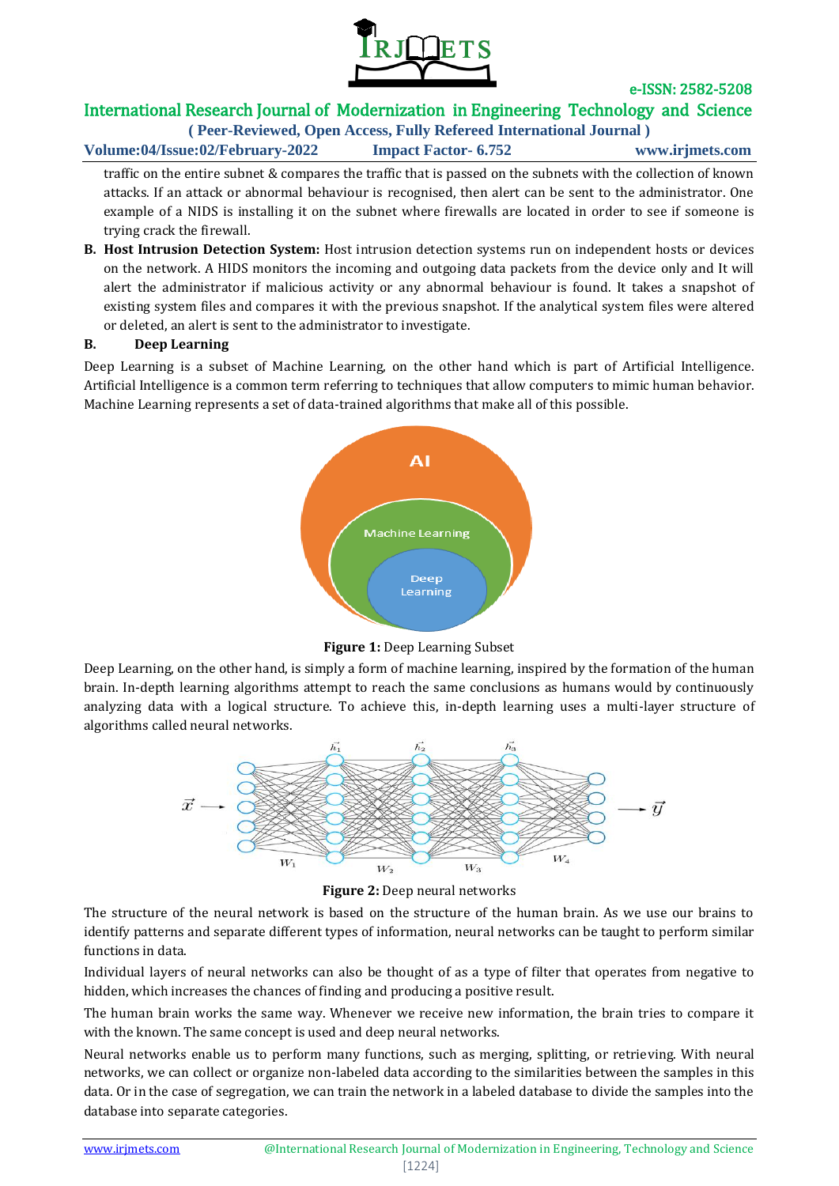traffic on the entire subnet & compares the traffic that is passed on the subnets with the collection of known attacks. If an attack or abnormal behaviour is recognised, then alert can be sent to the administrator. One example of a NIDS is installing it on the subnet where firewalls are located in order to see if someone is trying crack the firewall.

**B. Host Intrusion Detection System:** Host intrusion detection systems run on independent hosts or devices on the network. A HIDS monitors the incoming and outgoing data packets from the device only and It will alert the administrator if malicious activity or any abnormal behaviour is found. It takes a snapshot of existing system files and compares it with the previous snapshot. If the analytical system files were altered or deleted, an alert is sent to the administrator to investigate.

### B. Deep Learning

Deep Learning is a subset of Machine Learning, on the other hand which is part of Artificial Intelligence. Artificial Intelligence is a common term referring to techniques that allow computers to mimic human behavior. Machine Learning represents a set of data-trained algorithms that make all of this possible.

**Figure 1:** Deep Learning Subset

Deep Learning, on the other hand, is simply a form of machine learning, inspired by the formation of the human brain. In-depth learning algorithms attempt to reach the same conclusions as humans would by continuously analyzing data with a logical structure. To achieve this, in-depth learning uses a multi-layer structure of algorithms called neural networks.

**Figure 2:** Deep neural networks

The structure of the neural network is based on the structure of the human brain. As we use our brains to identify patterns and separate different types of information, neural networks can be taught to perform similar functions in data.

Individual layers of neural networks can also be thought of as a type of filter that operates from negative to hidden, which increases the chances of finding and producing a positive result.

The human brain works the same way. Whenever we receive new information, the brain tries to compare it with the known. The same concept is used and deep neural networks.

Neural networks enable us to perform many functions, such as merging, splitting, or retrieving. With neural networks, we can collect or organize non-labeled data according to the similarities between the samples in this data. Or in the case of segregation, we can train the network in a labeled database to divide the samples into the database into separate categories.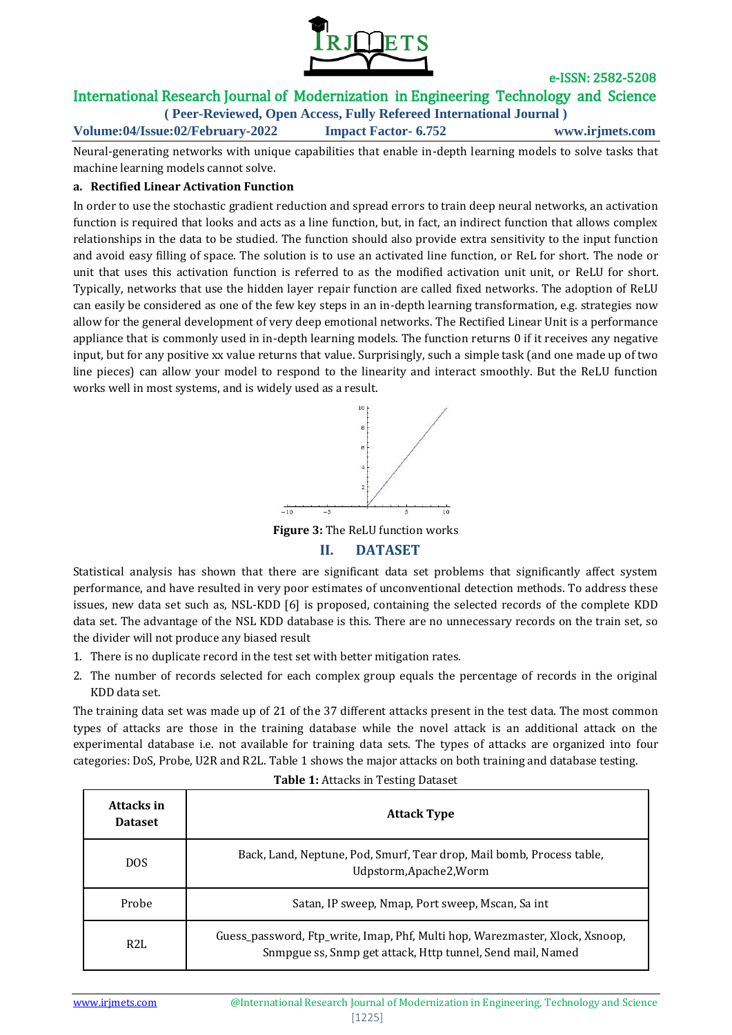Neural-generating networks with unique capabilities that enable in-depth learning models to solve tasks that machine learning models cannot solve.

**a. Rectified Linear Activation Function**

In order to use the stochastic gradient reduction and spread errors to train deep neural networks, an activation function is required that looks and acts as a line function, but, in fact, an indirect function that allows complex relationships in the data to be studied. The function should also provide extra sensitivity to the input function and avoid easy filling of space. The solution is to use an activated line function, or ReL for short. The node or unit that uses this activation function is referred to as the modified activation unit unit, or ReLU for short. Typically, networks that use the hidden layer repair function are called fixed networks. The adoption of ReLU can easily be considered as one of the few key steps in an in-depth learning transformation, e.g. strategies now allow for the general development of very deep emotional networks. The Rectified Linear Unit is a performance appliance that is commonly used in in-depth learning models. The function returns 0 if it receives any negative input, but for any positive xx value returns that value. Surprisingly, such a simple task (and one made up of two line pieces) can allow your model to respond to the linearity and interact smoothly. But the ReLU function works well in most systems, and is widely used as a result.

**Figure 3:** The ReLU function works

## II. DATASET

Statistical analysis has shown that there are significant data set problems that significantly affect system performance, and have resulted in very poor estimates of unconventional detection methods. To address these issues, new data set such as, NSL-KDD [6] is proposed, containing the selected records of the complete KDD data set. The advantage of the NSL KDD database is this. There are no unnecessary records on the train set, so the divider will not produce any biased result

1. There is no duplicate record in the test set with better mitigation rates.
2. The number of records selected for each complex group equals the percentage of records in the original KDD data set.

The training data set was made up of 21 of the 37 different attacks present in the test data. The most common types of attacks are those in the training database while the novel attack is an additional attack on the experimental database i.e. not available for training data sets. The types of attacks are organized into four categories: DoS, Probe, U2R and R2L. Table 1 shows the major attacks on both training and database testing.

**Table 1:** Attacks in Testing Dataset

| Attacks in Dataset | Attack Type |
|---|---|
| DOS | Back, Land, Neptune, Pod, Smurf, Tear drop, Mail bomb, Process table, Udpstorm,Apache2,Worm |
| Probe | Satan, IP sweep, Nmap, Port sweep, Mscan, Sa int |
| R2L | Guess_password, Ftp_write, Imap, Phf, Multi hop, Warezmaster, Xlock, Xsnoop, Snmpgue ss, Snmp get attack, Http tunnel, Send mail, Named |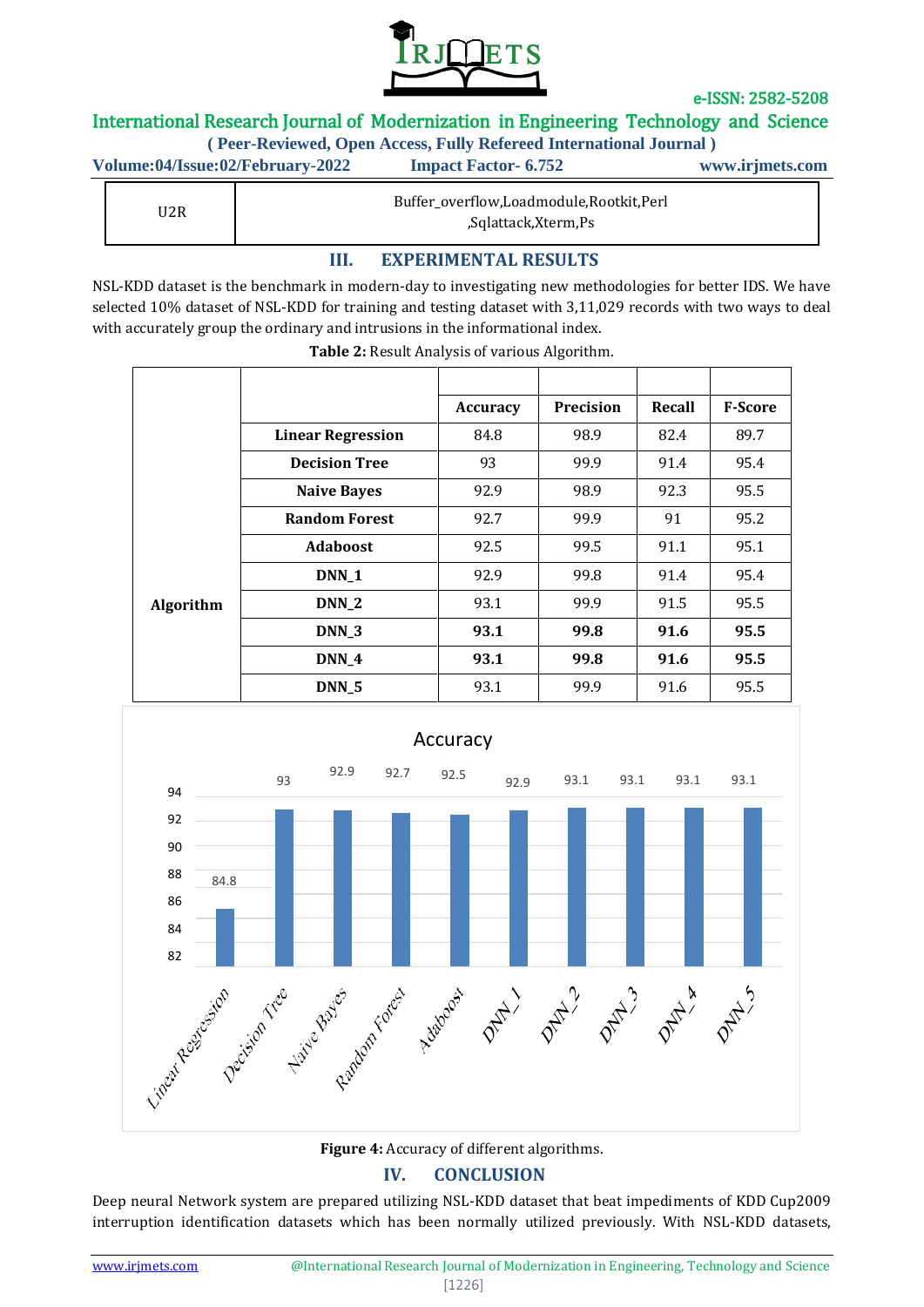| U2R | Buffer_overflow,Loadmodule,Rootkit,Perl ,Sqlattack,Xterm,Ps |
|---|---|

## III. EXPERIMENTAL RESULTS

NSL-KDD dataset is the benchmark in modern-day to investigating new methodologies for better IDS. We have selected 10% dataset of NSL-KDD for training and testing dataset with 3,11,029 records with two ways to deal with accurately group the ordinary and intrusions in the informational index.

**Table 2:** Result Analysis of various Algorithm.

| | | Accuracy | Precision | Recall | F-Score |
|---|---|---|---|---|---|
| Algorithm | **Linear Regression** | 84.8 | 98.9 | 82.4 | 89.7 |
| | **Decision Tree** | 93 | 99.9 | 91.4 | 95.4 |
| | **Naive Bayes** | 92.9 | 98.9 | 92.3 | 95.5 |
| | **Random Forest** | 92.7 | 99.9 | 91 | 95.2 |
| | **Adaboost** | 92.5 | 99.5 | 91.1 | 95.1 |
| | **DNN_1** | 92.9 | 99.8 | 91.4 | 95.4 |
| | **DNN_2** | 93.1 | 99.9 | 91.5 | 95.5 |
| | **DNN_3** | **93.1** | **99.8** | **91.6** | **95.5** |
| | **DNN_4** | **93.1** | **99.8** | **91.6** | **95.5** |
| | **DNN_5** | 93.1 | 99.9 | 91.6 | 95.5 |

**Figure 4:** Accuracy of different algorithms.

## IV. CONCLUSION

Deep neural Network system are prepared utilizing NSL-KDD dataset that beat impediments of KDD Cup2009 interruption identification datasets which has been normally utilized previously. With NSL-KDD datasets,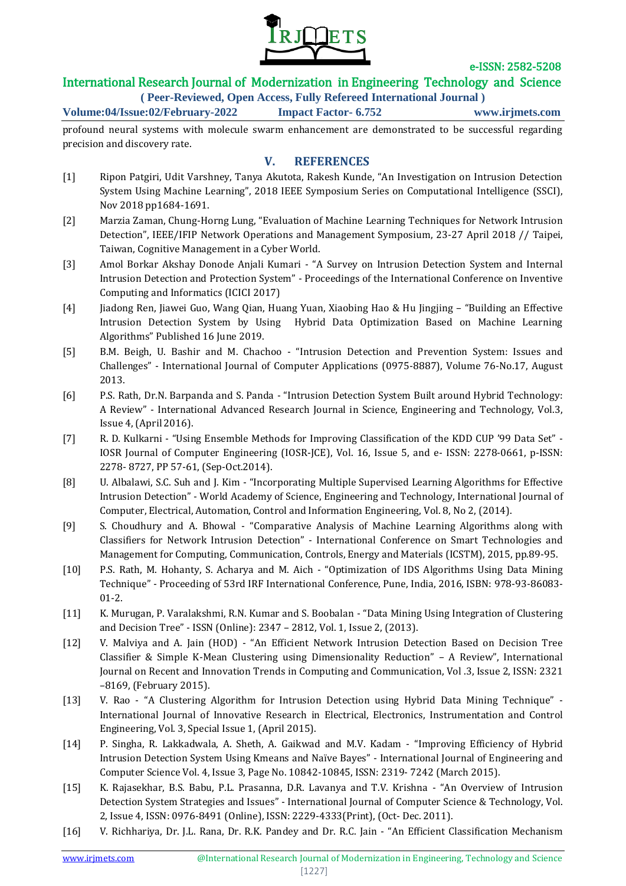profound neural systems with molecule swarm enhancement are demonstrated to be successful regarding precision and discovery rate.

## V. REFERENCES

[1] Ripon Patgiri, Udit Varshney, Tanya Akutota, Rakesh Kunde, "An Investigation on Intrusion Detection System Using Machine Learning", 2018 IEEE Symposium Series on Computational Intelligence (SSCI), Nov 2018 pp1684-1691.

[2] Marzia Zaman, Chung-Horng Lung, "Evaluation of Machine Learning Techniques for Network Intrusion Detection", IEEE/IFIP Network Operations and Management Symposium, 23-27 April 2018 // Taipei, Taiwan, Cognitive Management in a Cyber World.

[3] Amol Borkar Akshay Donode Anjali Kumari - "A Survey on Intrusion Detection System and Internal Intrusion Detection and Protection System" - Proceedings of the International Conference on Inventive Computing and Informatics (ICICI 2017)

[4] Jiadong Ren, Jiawei Guo, Wang Qian, Huang Yuan, Xiaobing Hao & Hu Jingjing – "Building an Effective Intrusion Detection System by Using Hybrid Data Optimization Based on Machine Learning Algorithms" Published 16 June 2019.

[5] B.M. Beigh, U. Bashir and M. Chachoo - "Intrusion Detection and Prevention System: Issues and Challenges" - International Journal of Computer Applications (0975-8887), Volume 76-No.17, August 2013.

[6] P.S. Rath, Dr.N. Barpanda and S. Panda - "Intrusion Detection System Built around Hybrid Technology: A Review" - International Advanced Research Journal in Science, Engineering and Technology, Vol.3, Issue 4, (April 2016).

[7] R. D. Kulkarni - "Using Ensemble Methods for Improving Classification of the KDD CUP '99 Data Set" - IOSR Journal of Computer Engineering (IOSR-JCE), Vol. 16, Issue 5, and e- ISSN: 2278-0661, p-ISSN: 2278- 8727, PP 57-61, (Sep-Oct.2014).

[8] U. Albalawi, S.C. Suh and J. Kim - "Incorporating Multiple Supervised Learning Algorithms for Effective Intrusion Detection" - World Academy of Science, Engineering and Technology, International Journal of Computer, Electrical, Automation, Control and Information Engineering, Vol. 8, No 2, (2014).

[9] S. Choudhury and A. Bhowal - "Comparative Analysis of Machine Learning Algorithms along with Classifiers for Network Intrusion Detection" - International Conference on Smart Technologies and Management for Computing, Communication, Controls, Energy and Materials (ICSTM), 2015, pp.89-95.

[10] P.S. Rath, M. Hohanty, S. Acharya and M. Aich - "Optimization of IDS Algorithms Using Data Mining Technique" - Proceeding of 53rd IRF International Conference, Pune, India, 2016, ISBN: 978-93-86083-01-2.

[11] K. Murugan, P. Varalakshmi, R.N. Kumar and S. Boobalan - "Data Mining Using Integration of Clustering and Decision Tree" - ISSN (Online): 2347 – 2812, Vol. 1, Issue 2, (2013).

[12] V. Malviya and A. Jain (HOD) - "An Efficient Network Intrusion Detection Based on Decision Tree Classifier & Simple K-Mean Clustering using Dimensionality Reduction" – A Review", International Journal on Recent and Innovation Trends in Computing and Communication, Vol .3, Issue 2, ISSN: 2321 –8169, (February 2015).

[13] V. Rao - "A Clustering Algorithm for Intrusion Detection using Hybrid Data Mining Technique" - International Journal of Innovative Research in Electrical, Electronics, Instrumentation and Control Engineering, Vol. 3, Special Issue 1, (April 2015).

[14] P. Singha, R. Lakkadwala, A. Sheth, A. Gaikwad and M.V. Kadam - "Improving Efficiency of Hybrid Intrusion Detection System Using Kmeans and Naïve Bayes" - International Journal of Engineering and Computer Science Vol. 4, Issue 3, Page No. 10842-10845, ISSN: 2319- 7242 (March 2015).

[15] K. Rajasekhar, B.S. Babu, P.L. Prasanna, D.R. Lavanya and T.V. Krishna - "An Overview of Intrusion Detection System Strategies and Issues" - International Journal of Computer Science & Technology, Vol. 2, Issue 4, ISSN: 0976-8491 (Online), ISSN: 2229-4333(Print), (Oct- Dec. 2011).

[16] V. Richhariya, Dr. J.L. Rana, Dr. R.K. Pandey and Dr. R.C. Jain - "An Efficient Classification Mechanism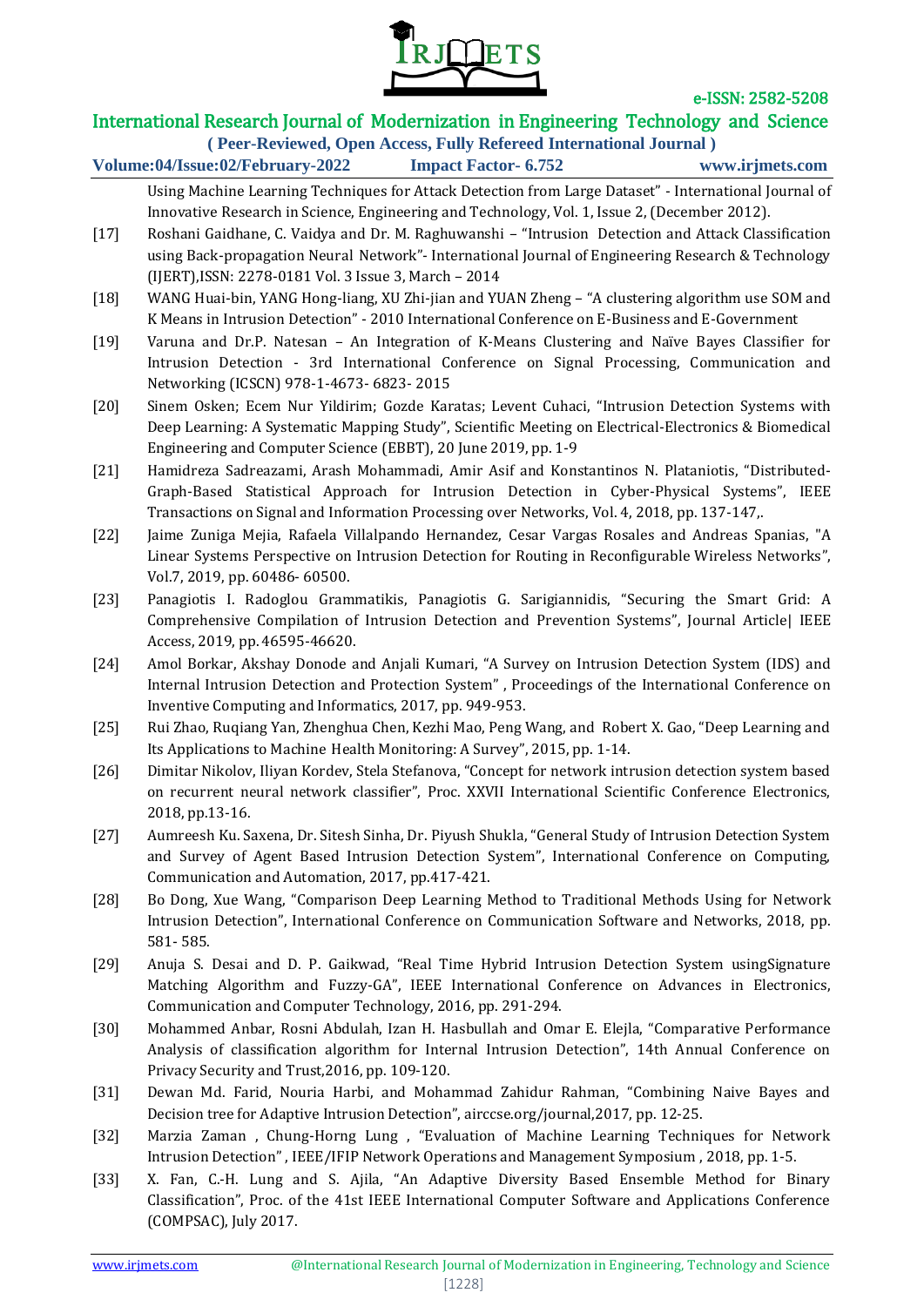Using Machine Learning Techniques for Attack Detection from Large Dataset" - International Journal of Innovative Research in Science, Engineering and Technology, Vol. 1, Issue 2, (December 2012).

[17] Roshani Gaidhane, C. Vaidya and Dr. M. Raghuwanshi – "Intrusion Detection and Attack Classification using Back-propagation Neural Network"- International Journal of Engineering Research & Technology (IJERT),ISSN: 2278-0181 Vol. 3 Issue 3, March – 2014

[18] WANG Huai-bin, YANG Hong-liang, XU Zhi-jian and YUAN Zheng – "A clustering algorithm use SOM and K Means in Intrusion Detection" - 2010 International Conference on E-Business and E-Government

[19] Varuna and Dr.P. Natesan – An Integration of K-Means Clustering and Naïve Bayes Classifier for Intrusion Detection - 3rd International Conference on Signal Processing, Communication and Networking (ICSCN) 978-1-4673- 6823- 2015

[20] Sinem Osken; Ecem Nur Yildirim; Gozde Karatas; Levent Cuhaci, "Intrusion Detection Systems with Deep Learning: A Systematic Mapping Study", Scientific Meeting on Electrical-Electronics & Biomedical Engineering and Computer Science (EBBT), 20 June 2019, pp. 1-9

[21] Hamidreza Sadreazami, Arash Mohammadi, Amir Asif and Konstantinos N. Plataniotis, "Distributed-Graph-Based Statistical Approach for Intrusion Detection in Cyber-Physical Systems", IEEE Transactions on Signal and Information Processing over Networks, Vol. 4, 2018, pp. 137-147,.

[22] Jaime Zuniga Mejia, Rafaela Villalpando Hernandez, Cesar Vargas Rosales and Andreas Spanias, "A Linear Systems Perspective on Intrusion Detection for Routing in Reconfigurable Wireless Networks", Vol.7, 2019, pp. 60486- 60500.

[23] Panagiotis I. Radoglou Grammatikis, Panagiotis G. Sarigiannidis, "Securing the Smart Grid: A Comprehensive Compilation of Intrusion Detection and Prevention Systems", Journal Article| IEEE Access, 2019, pp. 46595-46620.

[24] Amol Borkar, Akshay Donode and Anjali Kumari, "A Survey on Intrusion Detection System (IDS) and Internal Intrusion Detection and Protection System" , Proceedings of the International Conference on Inventive Computing and Informatics, 2017, pp. 949-953.

[25] Rui Zhao, Ruqiang Yan, Zhenghua Chen, Kezhi Mao, Peng Wang, and Robert X. Gao, "Deep Learning and Its Applications to Machine Health Monitoring: A Survey", 2015, pp. 1-14.

[26] Dimitar Nikolov, Iliyan Kordev, Stela Stefanova, "Concept for network intrusion detection system based on recurrent neural network classifier", Proc. XXVII International Scientific Conference Electronics, 2018, pp.13-16.

[27] Aumreesh Ku. Saxena, Dr. Sitesh Sinha, Dr. Piyush Shukla, "General Study of Intrusion Detection System and Survey of Agent Based Intrusion Detection System", International Conference on Computing, Communication and Automation, 2017, pp.417-421.

[28] Bo Dong, Xue Wang, "Comparison Deep Learning Method to Traditional Methods Using for Network Intrusion Detection", International Conference on Communication Software and Networks, 2018, pp. 581- 585.

[29] Anuja S. Desai and D. P. Gaikwad, "Real Time Hybrid Intrusion Detection System usingSignature Matching Algorithm and Fuzzy-GA", IEEE International Conference on Advances in Electronics, Communication and Computer Technology, 2016, pp. 291-294.

[30] Mohammed Anbar, Rosni Abdulah, Izan H. Hasbullah and Omar E. Elejla, "Comparative Performance Analysis of classification algorithm for Internal Intrusion Detection", 14th Annual Conference on Privacy Security and Trust,2016, pp. 109-120.

[31] Dewan Md. Farid, Nouria Harbi, and Mohammad Zahidur Rahman, "Combining Naive Bayes and Decision tree for Adaptive Intrusion Detection", airccse.org/journal,2017, pp. 12-25.

[32] Marzia Zaman , Chung-Horng Lung , "Evaluation of Machine Learning Techniques for Network Intrusion Detection" , IEEE/IFIP Network Operations and Management Symposium , 2018, pp. 1-5.

[33] X. Fan, C.-H. Lung and S. Ajila, "An Adaptive Diversity Based Ensemble Method for Binary Classification", Proc. of the 41st IEEE International Computer Software and Applications Conference (COMPSAC), July 2017.